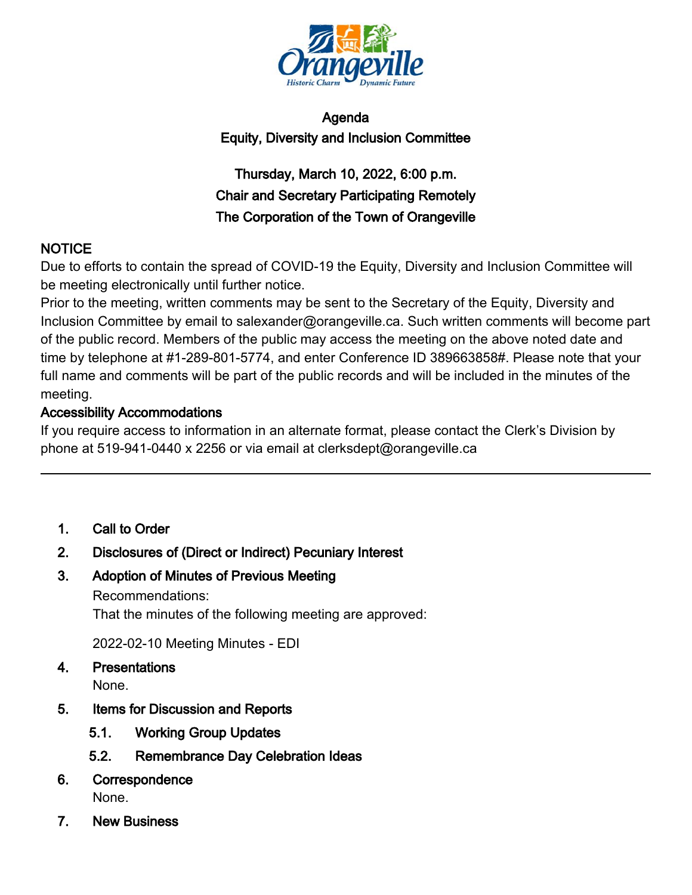# Agenda

## Equity, Diversity and Inclusion Committee

**Thursday, March 10, 2022, 6:00 p.m.**
**Chair and Secretary Participating Remotely**
**The Corporation of the Town of Orangeville**

**NOTICE**

Due to efforts to contain the spread of COVID-19 the Equity, Diversity and Inclusion Committee will be meeting electronically until further notice.

Prior to the meeting, written comments may be sent to the Secretary of the Equity, Diversity and Inclusion Committee by email to salexander@orangeville.ca. Such written comments will become part of the public record. Members of the public may access the meeting on the above noted date and time by telephone at #1-289-801-5774, and enter Conference ID 389663858#. Please note that your full name and comments will be part of the public records and will be included in the minutes of the meeting.

**Accessibility Accommodations**

If you require access to information in an alternate format, please contact the Clerk's Division by phone at 519-941-0440 x 2256 or via email at clerksdept@orangeville.ca

---

1. **Call to Order**
2. **Disclosures of (Direct or Indirect) Pecuniary Interest**
3. **Adoption of Minutes of Previous Meeting**

   Recommendations:
   That the minutes of the following meeting are approved:

   2022-02-10 Meeting Minutes - EDI
4. **Presentations**

   None.
5. **Items for Discussion and Reports**
   - 5.1. **Working Group Updates**
   - 5.2. **Remembrance Day Celebration Ideas**
6. **Correspondence**

   None.
7. **New Business**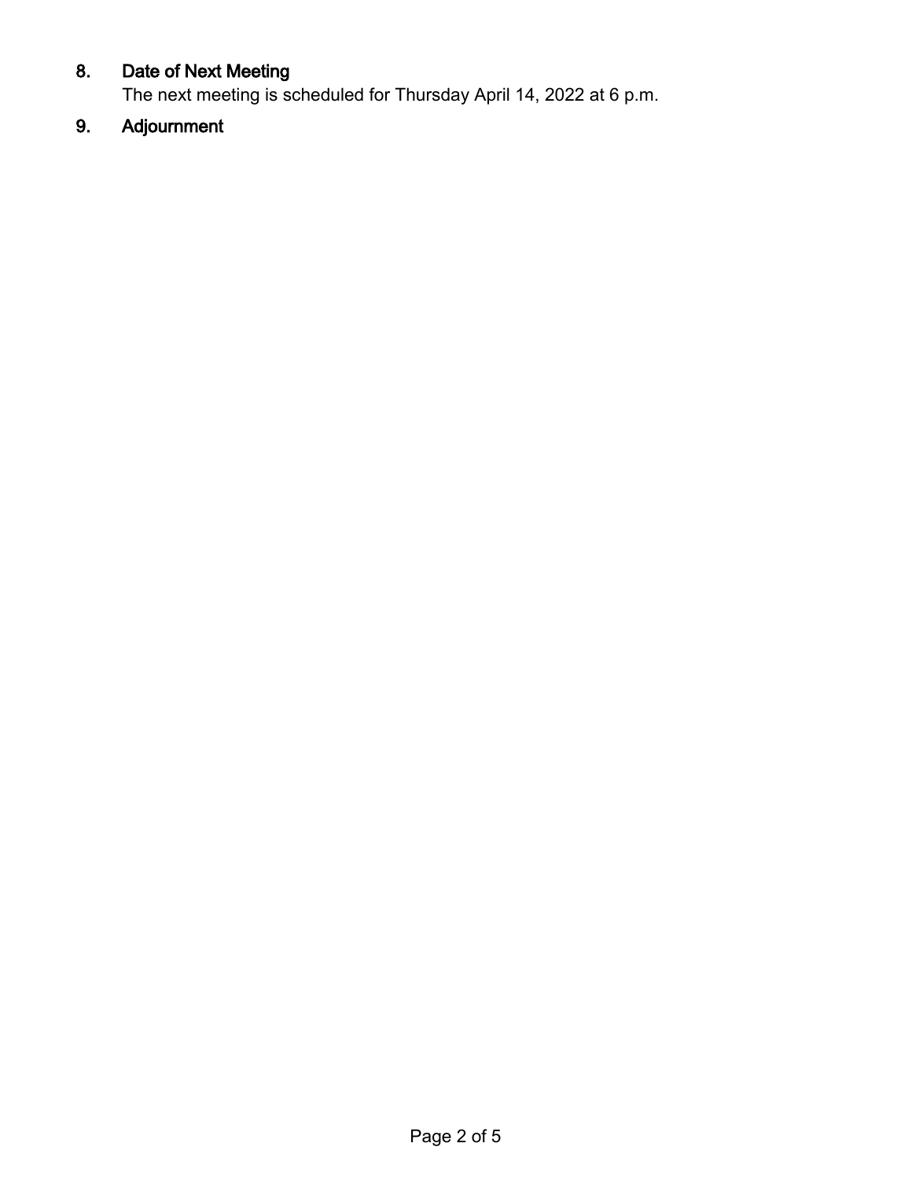## 8. Date of Next Meeting

The next meeting is scheduled for Thursday April 14, 2022 at 6 p.m.

## 9. Adjournment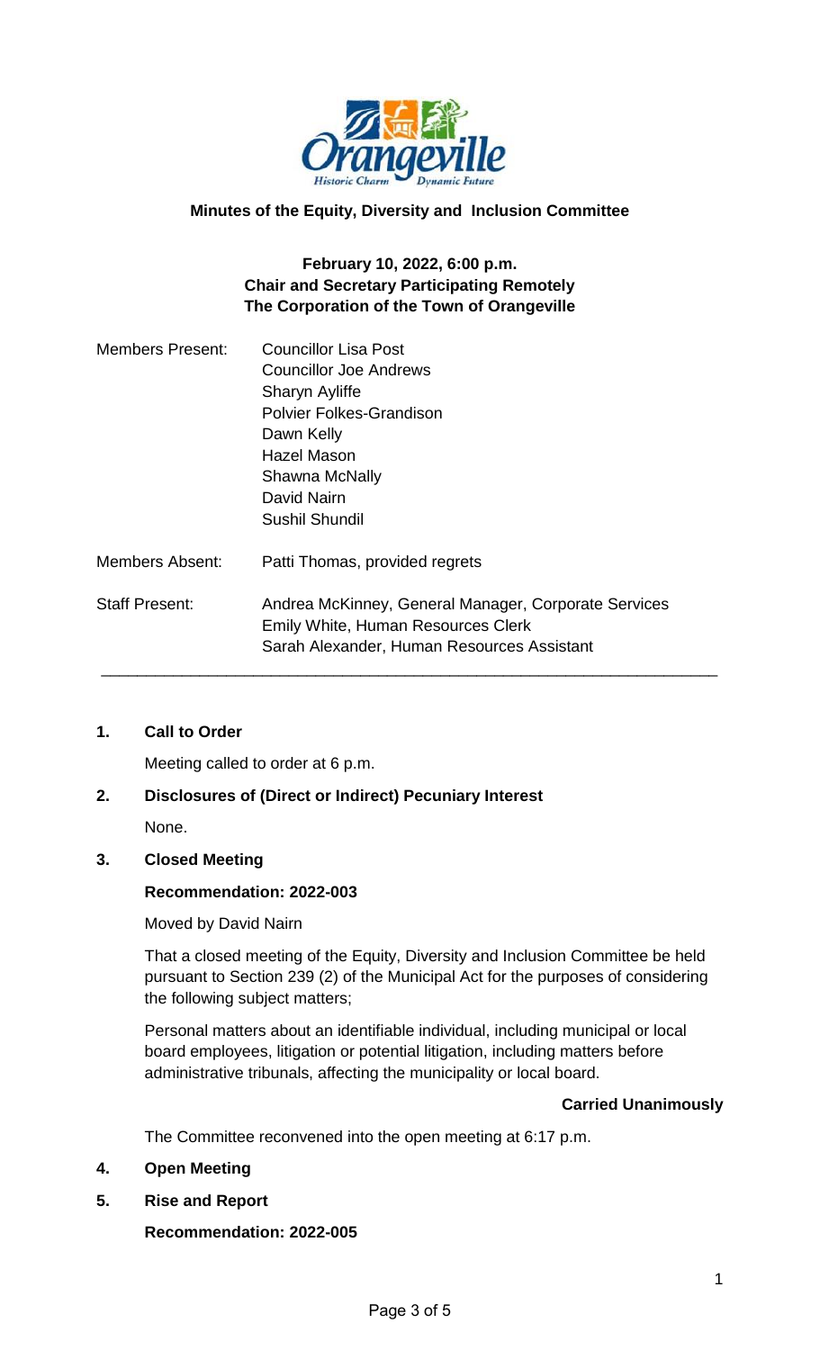**Minutes of the Equity, Diversity and Inclusion Committee**

**February 10, 2022, 6:00 p.m.**
**Chair and Secretary Participating Remotely**
**The Corporation of the Town of Orangeville**

| | |
|---|---|
| Members Present: | Councillor Lisa Post<br>Councillor Joe Andrews<br>Sharyn Ayliffe<br>Polvier Folkes-Grandison<br>Dawn Kelly<br>Hazel Mason<br>Shawna McNally<br>David Nairn<br>Sushil Shundil |
| Members Absent: | Patti Thomas, provided regrets |
| Staff Present: | Andrea McKinney, General Manager, Corporate Services<br>Emily White, Human Resources Clerk<br>Sarah Alexander, Human Resources Assistant |

---

## 1. Call to Order

Meeting called to order at 6 p.m.

## 2. Disclosures of (Direct or Indirect) Pecuniary Interest

None.

## 3. Closed Meeting

**Recommendation: 2022-003**

Moved by David Nairn

That a closed meeting of the Equity, Diversity and Inclusion Committee be held pursuant to Section 239 (2) of the Municipal Act for the purposes of considering the following subject matters;

Personal matters about an identifiable individual, including municipal or local board employees, litigation or potential litigation, including matters before administrative tribunals, affecting the municipality or local board.

**Carried Unanimously**

The Committee reconvened into the open meeting at 6:17 p.m.

## 4. Open Meeting

## 5. Rise and Report

**Recommendation: 2022-005**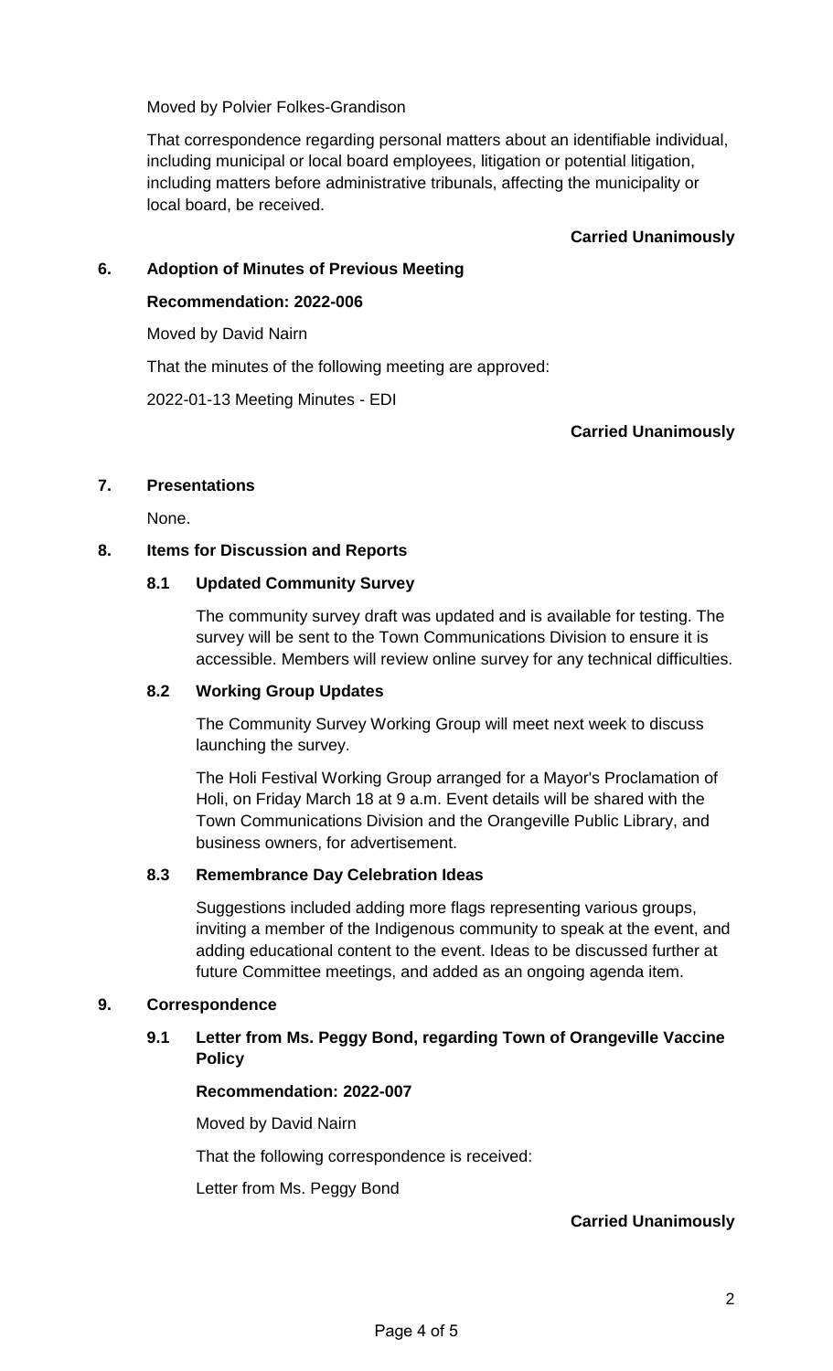Moved by Polvier Folkes-Grandison

That correspondence regarding personal matters about an identifiable individual, including municipal or local board employees, litigation or potential litigation, including matters before administrative tribunals, affecting the municipality or local board, be received.

**Carried Unanimously**

## 6. Adoption of Minutes of Previous Meeting

**Recommendation: 2022-006**

Moved by David Nairn

That the minutes of the following meeting are approved:

2022-01-13 Meeting Minutes - EDI

**Carried Unanimously**

## 7. Presentations

None.

## 8. Items for Discussion and Reports

### 8.1 Updated Community Survey

The community survey draft was updated and is available for testing. The survey will be sent to the Town Communications Division to ensure it is accessible. Members will review online survey for any technical difficulties.

### 8.2 Working Group Updates

The Community Survey Working Group will meet next week to discuss launching the survey.

The Holi Festival Working Group arranged for a Mayor's Proclamation of Holi, on Friday March 18 at 9 a.m. Event details will be shared with the Town Communications Division and the Orangeville Public Library, and business owners, for advertisement.

### 8.3 Remembrance Day Celebration Ideas

Suggestions included adding more flags representing various groups, inviting a member of the Indigenous community to speak at the event, and adding educational content to the event. Ideas to be discussed further at future Committee meetings, and added as an ongoing agenda item.

## 9. Correspondence

### 9.1 Letter from Ms. Peggy Bond, regarding Town of Orangeville Vaccine Policy

**Recommendation: 2022-007**

Moved by David Nairn

That the following correspondence is received:

Letter from Ms. Peggy Bond

**Carried Unanimously**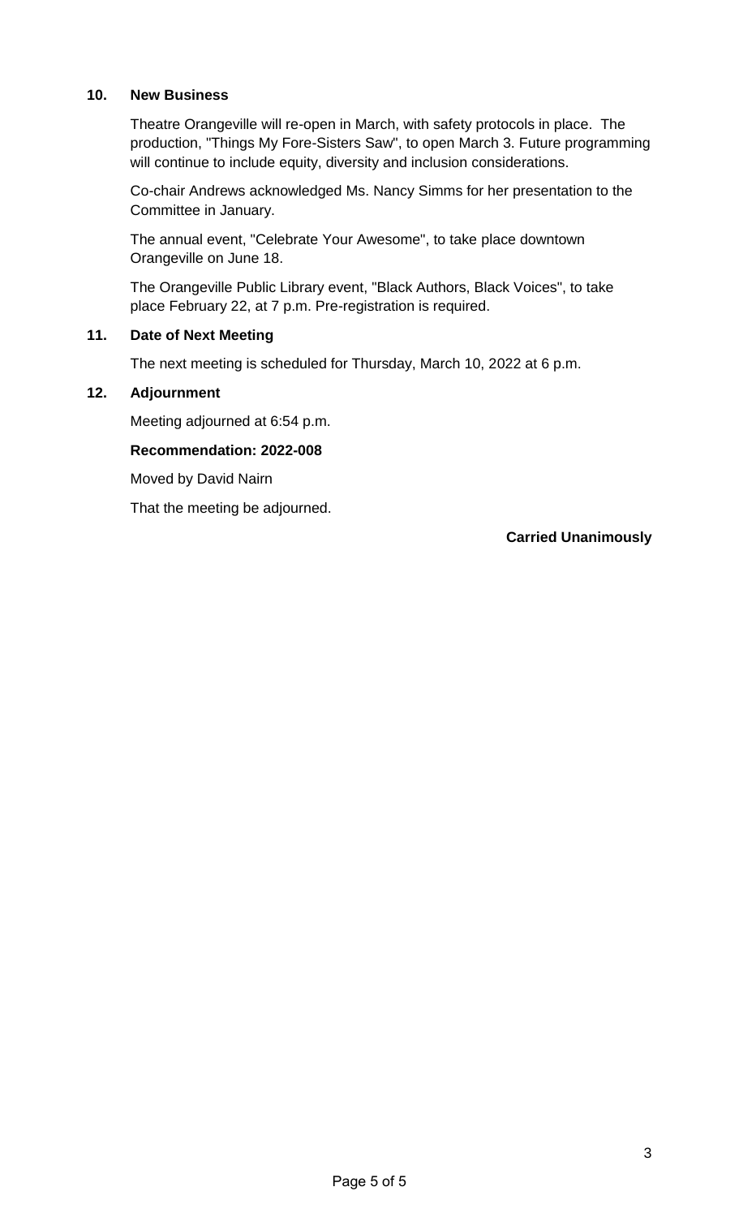## 10. New Business

Theatre Orangeville will re-open in March, with safety protocols in place. The production, "Things My Fore-Sisters Saw", to open March 3. Future programming will continue to include equity, diversity and inclusion considerations.

Co-chair Andrews acknowledged Ms. Nancy Simms for her presentation to the Committee in January.

The annual event, "Celebrate Your Awesome", to take place downtown Orangeville on June 18.

The Orangeville Public Library event, "Black Authors, Black Voices", to take place February 22, at 7 p.m. Pre-registration is required.

## 11. Date of Next Meeting

The next meeting is scheduled for Thursday, March 10, 2022 at 6 p.m.

## 12. Adjournment

Meeting adjourned at 6:54 p.m.

**Recommendation: 2022-008**

Moved by David Nairn

That the meeting be adjourned.

**Carried Unanimously**